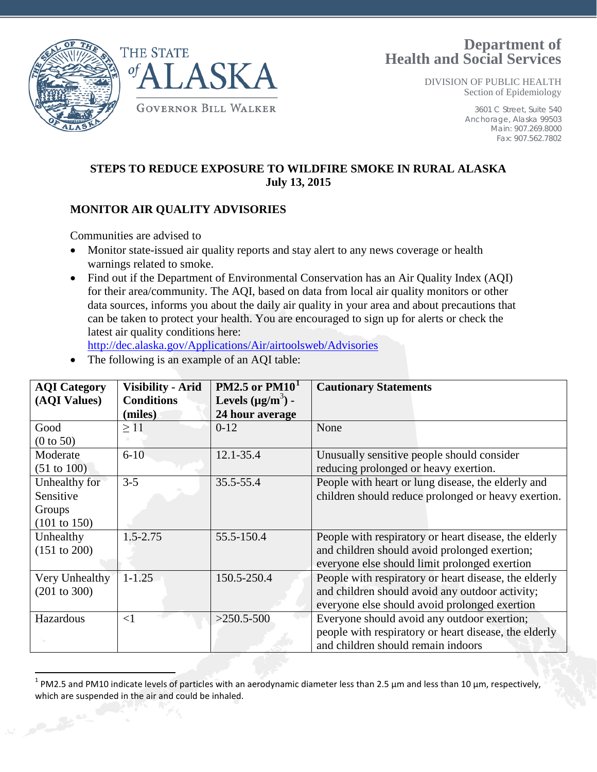THE STATE of ALASKA

GOVERNOR BILL WALKER

**Department of Health and Social Services**

DIVISION OF PUBLIC HEALTH
Section of Epidemiology

3601 C Street, Suite 540
Anchorage, Alaska 99503
Main: 907.269.8000
Fax: 907.562.7802

**STEPS TO REDUCE EXPOSURE TO WILDFIRE SMOKE IN RURAL ALASKA**
**July 13, 2015**

## MONITOR AIR QUALITY ADVISORIES

Communities are advised to

- Monitor state-issued air quality reports and stay alert to any news coverage or health warnings related to smoke.
- Find out if the Department of Environmental Conservation has an Air Quality Index (AQI) for their area/community. The AQI, based on data from local air quality monitors or other data sources, informs you about the daily air quality in your area and about precautions that can be taken to protect your health. You are encouraged to sign up for alerts or check the latest air quality conditions here: http://dec.alaska.gov/Applications/Air/airtoolsweb/Advisories
- The following is an example of an AQI table:

| AQI Category (AQI Values) | Visibility - Arid Conditions (miles) | PM2.5 or PM10[1] Levels ($\mu g/m^3$) - 24 hour average | Cautionary Statements |
|---|---|---|---|
| Good (0 to 50) | ≥ 11 | 0-12 | None |
| Moderate (51 to 100) | 6-10 | 12.1-35.4 | Unusually sensitive people should consider reducing prolonged or heavy exertion. |
| Unhealthy for Sensitive Groups (101 to 150) | 3-5 | 35.5-55.4 | People with heart or lung disease, the elderly and children should reduce prolonged or heavy exertion. |
| Unhealthy (151 to 200) | 1.5-2.75 | 55.5-150.4 | People with respiratory or heart disease, the elderly and children should avoid prolonged exertion; everyone else should limit prolonged exertion |
| Very Unhealthy (201 to 300) | 1-1.25 | 150.5-250.4 | People with respiratory or heart disease, the elderly and children should avoid any outdoor activity; everyone else should avoid prolonged exertion |
| Hazardous | <1 | >250.5-500 | Everyone should avoid any outdoor exertion; people with respiratory or heart disease, the elderly and children should remain indoors |

[1] PM2.5 and PM10 indicate levels of particles with an aerodynamic diameter less than 2.5 µm and less than 10 µm, respectively, which are suspended in the air and could be inhaled.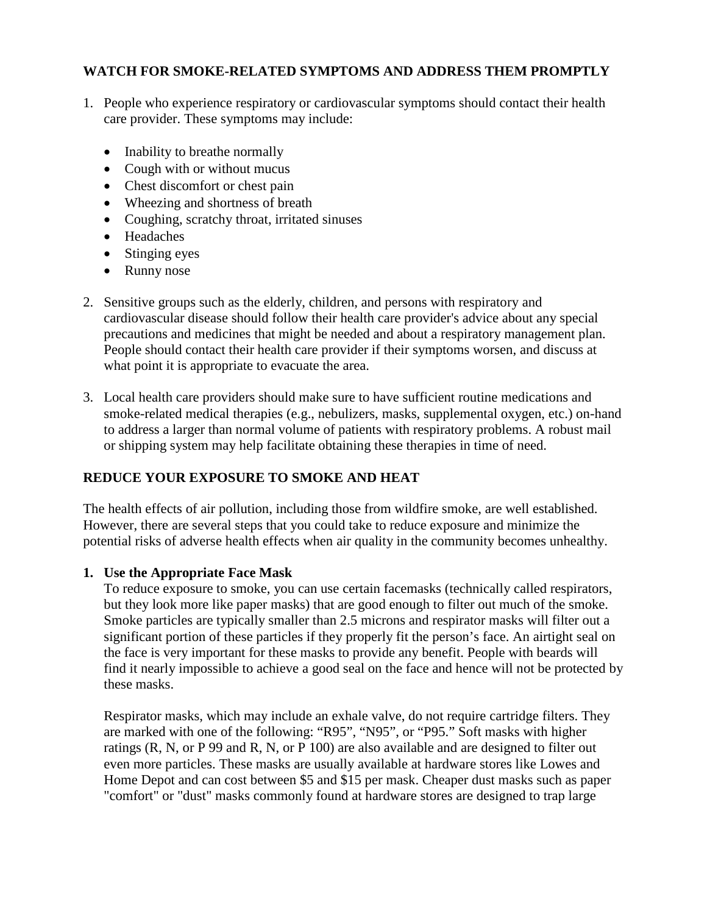**WATCH FOR SMOKE-RELATED SYMPTOMS AND ADDRESS THEM PROMPTLY**

1. People who experience respiratory or cardiovascular symptoms should contact their health care provider. These symptoms may include:

   - Inability to breathe normally
   - Cough with or without mucus
   - Chest discomfort or chest pain
   - Wheezing and shortness of breath
   - Coughing, scratchy throat, irritated sinuses
   - Headaches
   - Stinging eyes
   - Runny nose

2. Sensitive groups such as the elderly, children, and persons with respiratory and cardiovascular disease should follow their health care provider's advice about any special precautions and medicines that might be needed and about a respiratory management plan. People should contact their health care provider if their symptoms worsen, and discuss at what point it is appropriate to evacuate the area.

3. Local health care providers should make sure to have sufficient routine medications and smoke-related medical therapies (e.g., nebulizers, masks, supplemental oxygen, etc.) on-hand to address a larger than normal volume of patients with respiratory problems. A robust mail or shipping system may help facilitate obtaining these therapies in time of need.

**REDUCE YOUR EXPOSURE TO SMOKE AND HEAT**

The health effects of air pollution, including those from wildfire smoke, are well established. However, there are several steps that you could take to reduce exposure and minimize the potential risks of adverse health effects when air quality in the community becomes unhealthy.

1. **Use the Appropriate Face Mask**
   To reduce exposure to smoke, you can use certain facemasks (technically called respirators, but they look more like paper masks) that are good enough to filter out much of the smoke. Smoke particles are typically smaller than 2.5 microns and respirator masks will filter out a significant portion of these particles if they properly fit the person's face. An airtight seal on the face is very important for these masks to provide any benefit. People with beards will find it nearly impossible to achieve a good seal on the face and hence will not be protected by these masks.

   Respirator masks, which may include an exhale valve, do not require cartridge filters. They are marked with one of the following: "R95", "N95", or "P95." Soft masks with higher ratings (R, N, or P 99 and R, N, or P 100) are also available and are designed to filter out even more particles. These masks are usually available at hardware stores like Lowes and Home Depot and can cost between $5 and $15 per mask. Cheaper dust masks such as paper "comfort" or "dust" masks commonly found at hardware stores are designed to trap large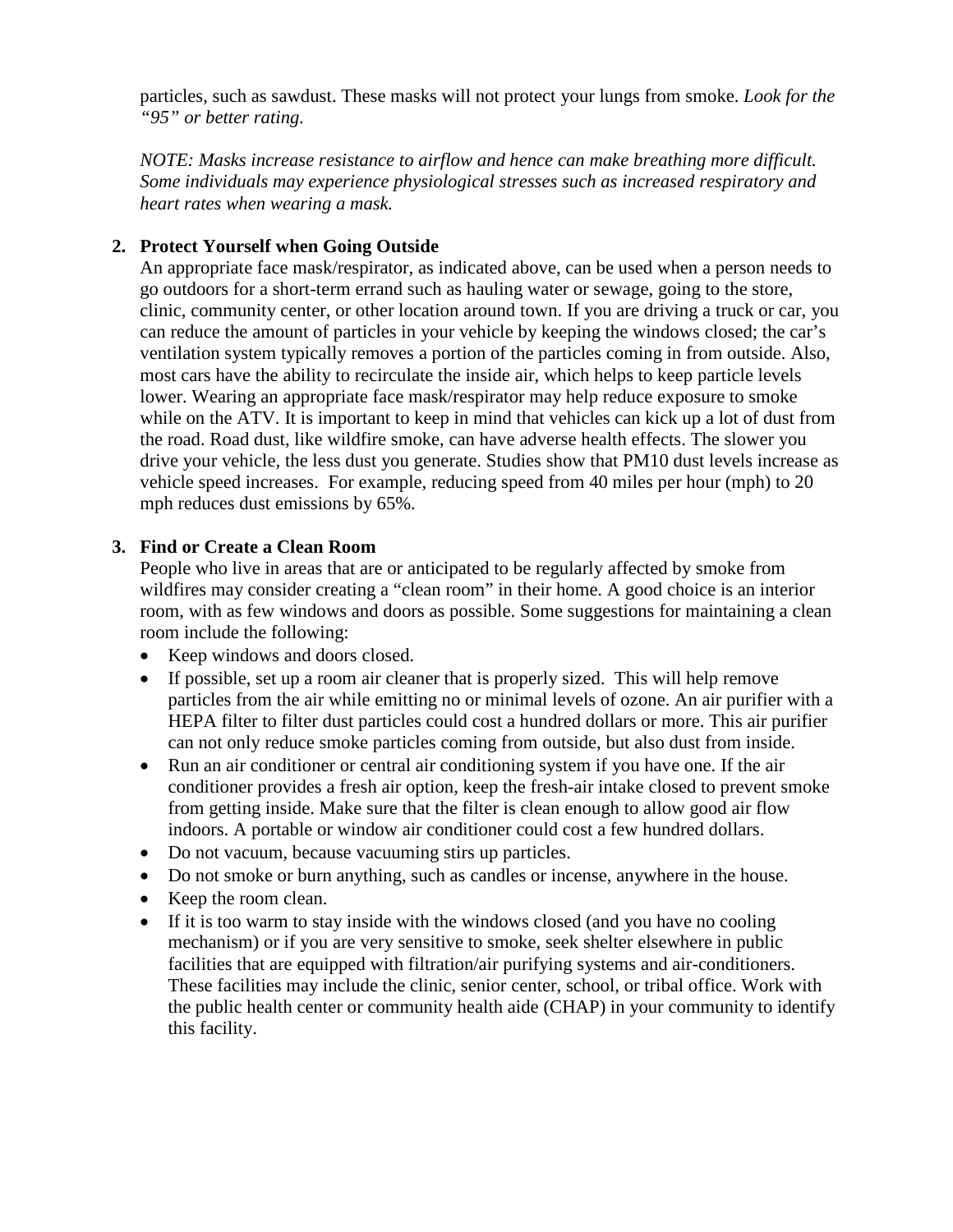particles, such as sawdust. These masks will not protect your lungs from smoke. *Look for the "95" or better rating.*

*NOTE: Masks increase resistance to airflow and hence can make breathing more difficult. Some individuals may experience physiological stresses such as increased respiratory and heart rates when wearing a mask.*

2. **Protect Yourself when Going Outside**

   An appropriate face mask/respirator, as indicated above, can be used when a person needs to go outdoors for a short-term errand such as hauling water or sewage, going to the store, clinic, community center, or other location around town. If you are driving a truck or car, you can reduce the amount of particles in your vehicle by keeping the windows closed; the car's ventilation system typically removes a portion of the particles coming in from outside. Also, most cars have the ability to recirculate the inside air, which helps to keep particle levels lower. Wearing an appropriate face mask/respirator may help reduce exposure to smoke while on the ATV. It is important to keep in mind that vehicles can kick up a lot of dust from the road. Road dust, like wildfire smoke, can have adverse health effects. The slower you drive your vehicle, the less dust you generate. Studies show that PM10 dust levels increase as vehicle speed increases. For example, reducing speed from 40 miles per hour (mph) to 20 mph reduces dust emissions by 65%.

3. **Find or Create a Clean Room**

   People who live in areas that are or anticipated to be regularly affected by smoke from wildfires may consider creating a "clean room" in their home. A good choice is an interior room, with as few windows and doors as possible. Some suggestions for maintaining a clean room include the following:

   - Keep windows and doors closed.
   - If possible, set up a room air cleaner that is properly sized. This will help remove particles from the air while emitting no or minimal levels of ozone. An air purifier with a HEPA filter to filter dust particles could cost a hundred dollars or more. This air purifier can not only reduce smoke particles coming from outside, but also dust from inside.
   - Run an air conditioner or central air conditioning system if you have one. If the air conditioner provides a fresh air option, keep the fresh-air intake closed to prevent smoke from getting inside. Make sure that the filter is clean enough to allow good air flow indoors. A portable or window air conditioner could cost a few hundred dollars.
   - Do not vacuum, because vacuuming stirs up particles.
   - Do not smoke or burn anything, such as candles or incense, anywhere in the house.
   - Keep the room clean.
   - If it is too warm to stay inside with the windows closed (and you have no cooling mechanism) or if you are very sensitive to smoke, seek shelter elsewhere in public facilities that are equipped with filtration/air purifying systems and air-conditioners. These facilities may include the clinic, senior center, school, or tribal office. Work with the public health center or community health aide (CHAP) in your community to identify this facility.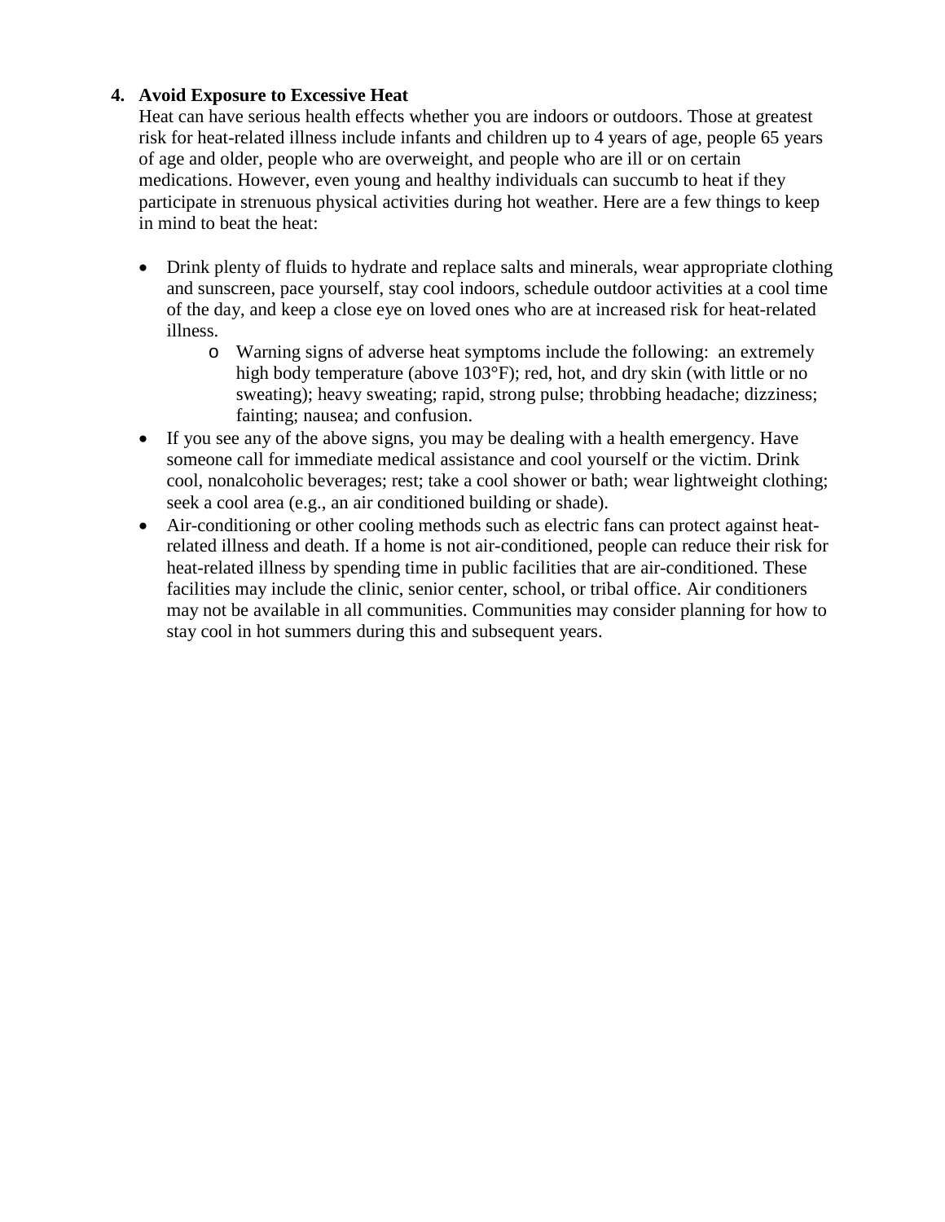4. **Avoid Exposure to Excessive Heat**

   Heat can have serious health effects whether you are indoors or outdoors. Those at greatest risk for heat-related illness include infants and children up to 4 years of age, people 65 years of age and older, people who are overweight, and people who are ill or on certain medications. However, even young and healthy individuals can succumb to heat if they participate in strenuous physical activities during hot weather. Here are a few things to keep in mind to beat the heat:

   - Drink plenty of fluids to hydrate and replace salts and minerals, wear appropriate clothing and sunscreen, pace yourself, stay cool indoors, schedule outdoor activities at a cool time of the day, and keep a close eye on loved ones who are at increased risk for heat-related illness.
     - Warning signs of adverse heat symptoms include the following: an extremely high body temperature (above 103°F); red, hot, and dry skin (with little or no sweating); heavy sweating; rapid, strong pulse; throbbing headache; dizziness; fainting; nausea; and confusion.
   - If you see any of the above signs, you may be dealing with a health emergency. Have someone call for immediate medical assistance and cool yourself or the victim. Drink cool, nonalcoholic beverages; rest; take a cool shower or bath; wear lightweight clothing; seek a cool area (e.g., an air conditioned building or shade).
   - Air-conditioning or other cooling methods such as electric fans can protect against heat-related illness and death. If a home is not air-conditioned, people can reduce their risk for heat-related illness by spending time in public facilities that are air-conditioned. These facilities may include the clinic, senior center, school, or tribal office. Air conditioners may not be available in all communities. Communities may consider planning for how to stay cool in hot summers during this and subsequent years.